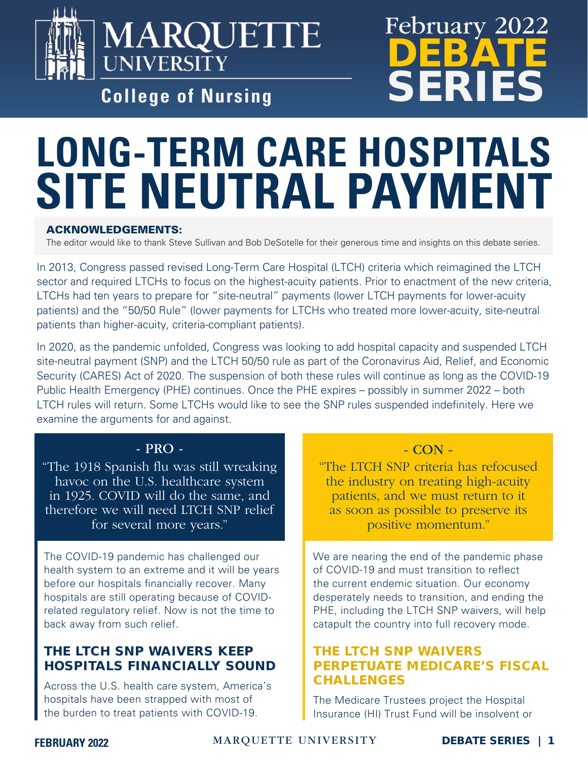# Marquette University College of Nursing

## February 2022 DEBATE SERIES

# LONG-TERM CARE HOSPITALS SITE NEUTRAL PAYMENT

**ACKNOWLEDGEMENTS:**

The editor would like to thank Steve Sullivan and Bob DeSotelle for their generous time and insights on this debate series.

In 2013, Congress passed revised Long-Term Care Hospital (LTCH) criteria which reimagined the LTCH sector and required LTCHs to focus on the highest-acuity patients. Prior to enactment of the new criteria, LTCHs had ten years to prepare for "site-neutral" payments (lower LTCH payments for lower-acuity patients) and the "50/50 Rule" (lower payments for LTCHs who treated more lower-acuity, site-neutral patients than higher-acuity, criteria-compliant patients).

In 2020, as the pandemic unfolded, Congress was looking to add hospital capacity and suspended LTCH site-neutral payment (SNP) and the LTCH 50/50 rule as part of the Coronavirus Aid, Relief, and Economic Security (CARES) Act of 2020. The suspension of both these rules will continue as long as the COVID-19 Public Health Emergency (PHE) continues. Once the PHE expires – possibly in summer 2022 – both LTCH rules will return. Some LTCHs would like to see the SNP rules suspended indefinitely. Here we examine the arguments for and against.

## - PRO -

"The 1918 Spanish flu was still wreaking havoc on the U.S. healthcare system in 1925. COVID will do the same, and therefore we will need LTCH SNP relief for several more years."

The COVID-19 pandemic has challenged our health system to an extreme and it will be years before our hospitals financially recover. Many hospitals are still operating because of COVID-related regulatory relief. Now is not the time to back away from such relief.

### THE LTCH SNP WAIVERS KEEP HOSPITALS FINANCIALLY SOUND

Across the U.S. health care system, America's hospitals have been strapped with most of the burden to treat patients with COVID-19.

## - CON -

"The LTCH SNP criteria has refocused the industry on treating high-acuity patients, and we must return to it as soon as possible to preserve its positive momentum."

We are nearing the end of the pandemic phase of COVID-19 and must transition to reflect the current endemic situation. Our economy desperately needs to transition, and ending the PHE, including the LTCH SNP waivers, will help catapult the country into full recovery mode.

### THE LTCH SNP WAIVERS PERPETUATE MEDICARE'S FISCAL CHALLENGES

The Medicare Trustees project the Hospital Insurance (HI) Trust Fund will be insolvent or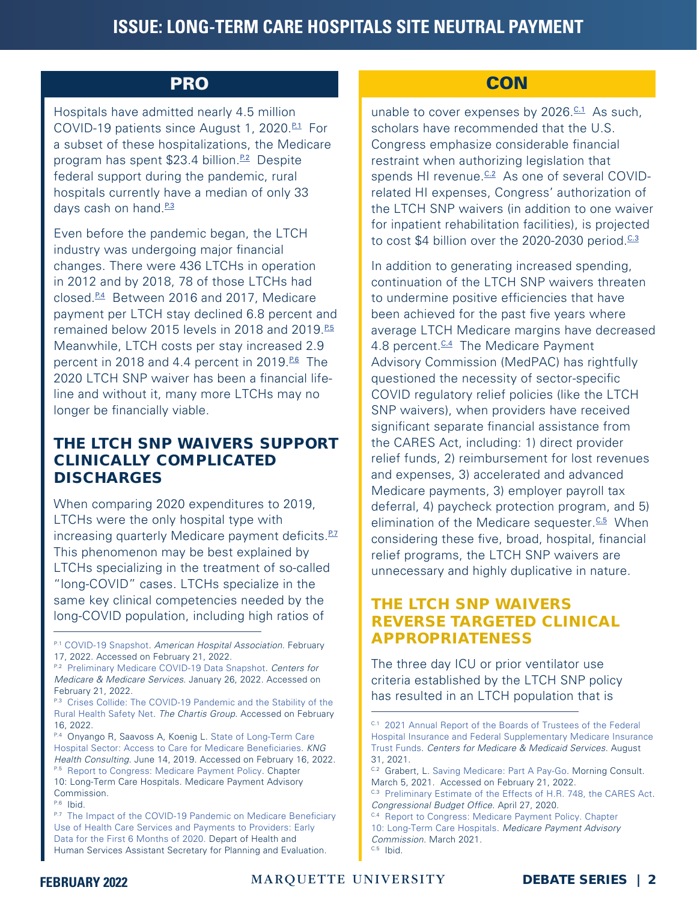# ISSUE: LONG-TERM CARE HOSPITALS SITE NEUTRAL PAYMENT

## PRO

Hospitals have admitted nearly 4.5 million COVID-19 patients since August 1, 2020.[P.1] For a subset of these hospitalizations, the Medicare program has spent $23.4 billion.[P.2] Despite federal support during the pandemic, rural hospitals currently have a median of only 33 days cash on hand.[P.3]

Even before the pandemic began, the LTCH industry was undergoing major financial changes. There were 436 LTCHs in operation in 2012 and by 2018, 78 of those LTCHs had closed.[P.4] Between 2016 and 2017, Medicare payment per LTCH stay declined 6.8 percent and remained below 2015 levels in 2018 and 2019.[P.5] Meanwhile, LTCH costs per stay increased 2.9 percent in 2018 and 4.4 percent in 2019.[P.6] The 2020 LTCH SNP waiver has been a financial life-line and without it, many more LTCHs may no longer be financially viable.

### THE LTCH SNP WAIVERS SUPPORT CLINICALLY COMPLICATED DISCHARGES

When comparing 2020 expenditures to 2019, LTCHs were the only hospital type with increasing quarterly Medicare payment deficits.[P.7] This phenomenon may be best explained by LTCHs specializing in the treatment of so-called "long-COVID" cases. LTCHs specialize in the same key clinical competencies needed by the long-COVID population, including high ratios of

P.1 COVID-19 Snapshot. *American Hospital Association*. February 17, 2022. Accessed on February 21, 2022.

P.2 Preliminary Medicare COVID-19 Data Snapshot. *Centers for Medicare & Medicare Services*. January 26, 2022. Accessed on February 21, 2022.

P.3 Crises Collide: The COVID-19 Pandemic and the Stability of the Rural Health Safety Net. *The Chartis Group*. Accessed on February 16, 2022.

P.4 Onyango R, Saavoss A, Koenig L. State of Long-Term Care Hospital Sector: Access to Care for Medicare Beneficiaries. *KNG Health Consulting*. June 14, 2019. Accessed on February 16, 2022.

P.5 Report to Congress: Medicare Payment Policy. Chapter 10: Long-Term Care Hospitals. Medicare Payment Advisory Commission.

P.6 Ibid.

P.7 The Impact of the COVID-19 Pandemic on Medicare Beneficiary Use of Health Care Services and Payments to Providers: Early Data for the First 6 Months of 2020. Depart of Health and Human Services Assistant Secretary for Planning and Evaluation.

## CON

unable to cover expenses by 2026.[C.1] As such, scholars have recommended that the U.S. Congress emphasize considerable financial restraint when authorizing legislation that spends HI revenue.[C.2] As one of several COVID-related HI expenses, Congress' authorization of the LTCH SNP waivers (in addition to one waiver for inpatient rehabilitation facilities), is projected to cost $4 billion over the 2020-2030 period.[C.3]

In addition to generating increased spending, continuation of the LTCH SNP waivers threaten to undermine positive efficiencies that have been achieved for the past five years where average LTCH Medicare margins have decreased 4.8 percent.[C.4] The Medicare Payment Advisory Commission (MedPAC) has rightfully questioned the necessity of sector-specific COVID regulatory relief policies (like the LTCH SNP waivers), when providers have received significant separate financial assistance from the CARES Act, including: 1) direct provider relief funds, 2) reimbursement for lost revenues and expenses, 3) accelerated and advanced Medicare payments, 3) employer payroll tax deferral, 4) paycheck protection program, and 5) elimination of the Medicare sequester.[C.5] When considering these five, broad, hospital, financial relief programs, the LTCH SNP waivers are unnecessary and highly duplicative in nature.

### THE LTCH SNP WAIVERS REVERSE TARGETED CLINICAL APPROPRIATENESS

The three day ICU or prior ventilator use criteria established by the LTCH SNP policy has resulted in an LTCH population that is

C.1 2021 Annual Report of the Boards of Trustees of the Federal Hospital Insurance and Federal Supplementary Medicare Insurance Trust Funds. *Centers for Medicare & Medicaid Services*. August 31, 2021.

C.2 Grabert, L. Saving Medicare: Part A Pay-Go. Morning Consult. March 5, 2021. Accessed on February 21, 2022.

C.3 Preliminary Estimate of the Effects of H.R. 748, the CARES Act. *Congressional Budget Office*. April 27, 2020.

C.4 Report to Congress: Medicare Payment Policy. Chapter 10: Long-Term Care Hospitals. *Medicare Payment Advisory Commission*. March 2021.

C.5 Ibid.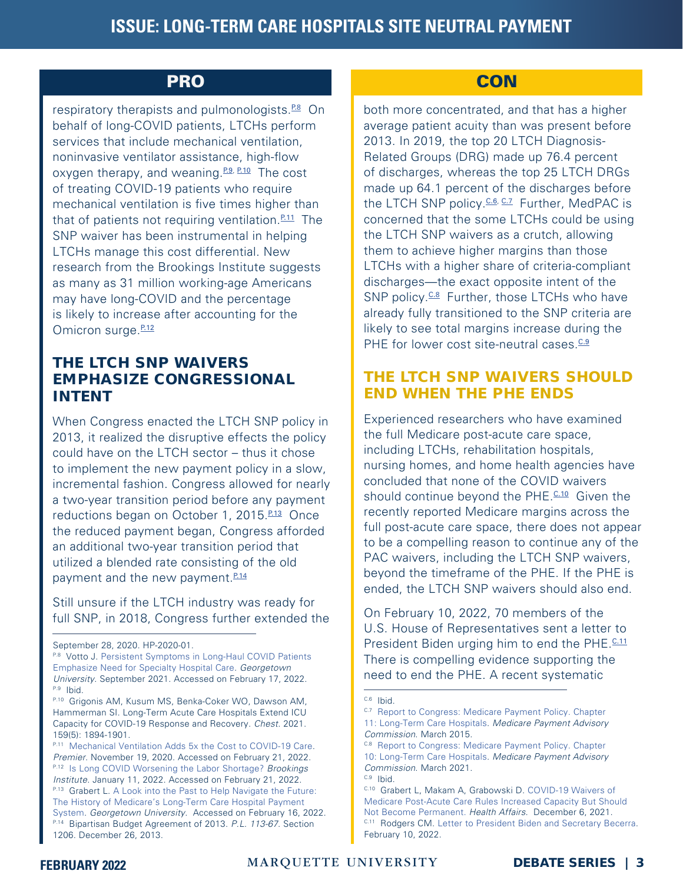# ISSUE: LONG-TERM CARE HOSPITALS SITE NEUTRAL PAYMENT

## PRO

respiratory therapists and pulmonologists.[P.8] On behalf of long-COVID patients, LTCHs perform services that include mechanical ventilation, noninvasive ventilator assistance, high-flow oxygen therapy, and weaning.[P.9, P.10] The cost of treating COVID-19 patients who require mechanical ventilation is five times higher than that of patients not requiring ventilation.[P.11] The SNP waiver has been instrumental in helping LTCHs manage this cost differential. New research from the Brookings Institute suggests as many as 31 million working-age Americans may have long-COVID and the percentage is likely to increase after accounting for the Omicron surge.[P.12]

### THE LTCH SNP WAIVERS EMPHASIZE CONGRESSIONAL INTENT

When Congress enacted the LTCH SNP policy in 2013, it realized the disruptive effects the policy could have on the LTCH sector – thus it chose to implement the new payment policy in a slow, incremental fashion. Congress allowed for nearly a two-year transition period before any payment reductions began on October 1, 2015.[P.13] Once the reduced payment began, Congress afforded an additional two-year transition period that utilized a blended rate consisting of the old payment and the new payment.[P.14]

Still unsure if the LTCH industry was ready for full SNP, in 2018, Congress further extended the

September 28, 2020. HP-2020-01.

[P.8] Votto J. Persistent Symptoms in Long-Haul COVID Patients Emphasize Need for Specialty Hospital Care. *Georgetown University.* September 2021. Accessed on February 17, 2022.

[P.9] Ibid.

[P.10] Grigonis AM, Kusum MS, Benka-Coker WO, Dawson AM, Hammerman SI. Long-Term Acute Care Hospitals Extend ICU Capacity for COVID-19 Response and Recovery. *Chest.* 2021. 159(5): 1894-1901.

[P.11] Mechanical Ventilation Adds 5x the Cost to COVID-19 Care. *Premier.* November 19, 2020. Accessed on February 21, 2022.

[P.12] Is Long COVID Worsening the Labor Shortage? *Brookings Institute.* January 11, 2022. Accessed on February 21, 2022.

[P.13] Grabert L. A Look into the Past to Help Navigate the Future: The History of Medicare's Long-Term Care Hospital Payment System. *Georgetown University.* Accessed on February 16, 2022.

[P.14] Bipartisan Budget Agreement of 2013. *P.L. 113-67.* Section 1206. December 26, 2013.

## CON

both more concentrated, and that has a higher average patient acuity than was present before 2013. In 2019, the top 20 LTCH Diagnosis-Related Groups (DRG) made up 76.4 percent of discharges, whereas the top 25 LTCH DRGs made up 64.1 percent of the discharges before the LTCH SNP policy.[C.6, C.7] Further, MedPAC is concerned that the some LTCHs could be using the LTCH SNP waivers as a crutch, allowing them to achieve higher margins than those LTCHs with a higher share of criteria-compliant discharges—the exact opposite intent of the SNP policy.[C.8] Further, those LTCHs who have already fully transitioned to the SNP criteria are likely to see total margins increase during the PHE for lower cost site-neutral cases.[C.9]

### THE LTCH SNP WAIVERS SHOULD END WHEN THE PHE ENDS

Experienced researchers who have examined the full Medicare post-acute care space, including LTCHs, rehabilitation hospitals, nursing homes, and home health agencies have concluded that none of the COVID waivers should continue beyond the PHE.[C.10] Given the recently reported Medicare margins across the full post-acute care space, there does not appear to be a compelling reason to continue any of the PAC waivers, including the LTCH SNP waivers, beyond the timeframe of the PHE. If the PHE is ended, the LTCH SNP waivers should also end.

On February 10, 2022, 70 members of the U.S. House of Representatives sent a letter to President Biden urging him to end the PHE.[C.11] There is compelling evidence supporting the need to end the PHE. A recent systematic

[C.6] Ibid.

[C.7] Report to Congress: Medicare Payment Policy. Chapter 11: Long-Term Care Hospitals. *Medicare Payment Advisory Commission.* March 2015.

[C.8] Report to Congress: Medicare Payment Policy. Chapter 10: Long-Term Care Hospitals. *Medicare Payment Advisory Commission.* March 2021.

[C.9] Ibid.

[C.10] Grabert L, Makam A, Grabowski D. COVID-19 Waivers of Medicare Post-Acute Care Rules Increased Capacity But Should Not Become Permanent. *Health Affairs.* December 6, 2021.

[C.11] Rodgers CM. Letter to President Biden and Secretary Becerra. February 10, 2022.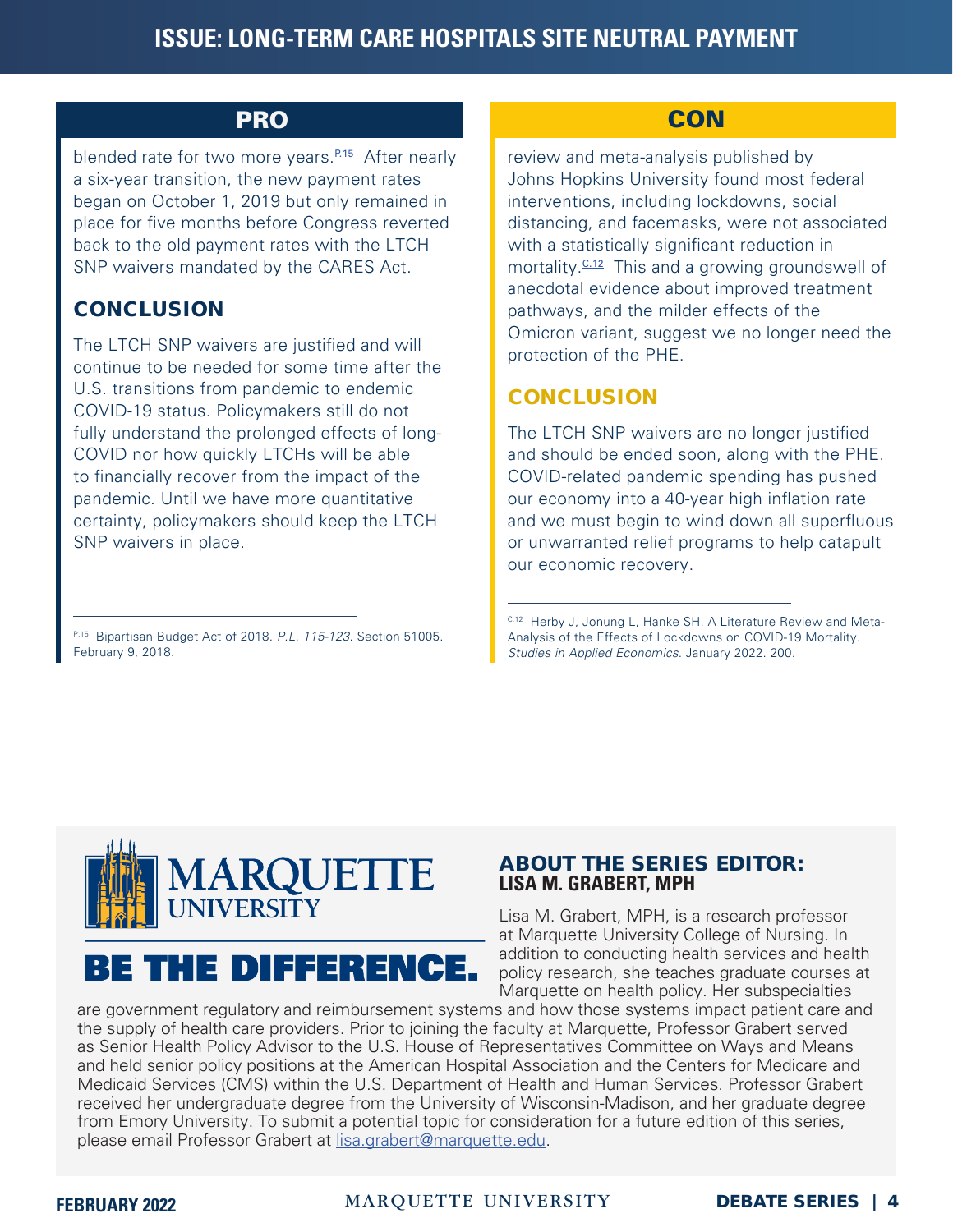# ISSUE: LONG-TERM CARE HOSPITALS SITE NEUTRAL PAYMENT

## PRO

blended rate for two more years.[P.15] After nearly a six-year transition, the new payment rates began on October 1, 2019 but only remained in place for five months before Congress reverted back to the old payment rates with the LTCH SNP waivers mandated by the CARES Act.

### CONCLUSION

The LTCH SNP waivers are justified and will continue to be needed for some time after the U.S. transitions from pandemic to endemic COVID-19 status. Policymakers still do not fully understand the prolonged effects of long-COVID nor how quickly LTCHs will be able to financially recover from the impact of the pandemic. Until we have more quantitative certainty, policymakers should keep the LTCH SNP waivers in place.

[P.15] Bipartisan Budget Act of 2018. *P.L. 115-123*. Section 51005. February 9, 2018.

## CON

review and meta-analysis published by Johns Hopkins University found most federal interventions, including lockdowns, social distancing, and facemasks, were not associated with a statistically significant reduction in mortality.[C.12] This and a growing groundswell of anecdotal evidence about improved treatment pathways, and the milder effects of the Omicron variant, suggest we no longer need the protection of the PHE.

### CONCLUSION

The LTCH SNP waivers are no longer justified and should be ended soon, along with the PHE. COVID-related pandemic spending has pushed our economy into a 40-year high inflation rate and we must begin to wind down all superfluous or unwarranted relief programs to help catapult our economic recovery.

[C.12] Herby J, Jonung L, Hanke SH. A Literature Review and Meta-Analysis of the Effects of Lockdowns on COVID-19 Mortality. *Studies in Applied Economics*. January 2022. 200.

MARQUETTE UNIVERSITY

BE THE DIFFERENCE.

## ABOUT THE SERIES EDITOR: LISA M. GRABERT, MPH

Lisa M. Grabert, MPH, is a research professor at Marquette University College of Nursing. In addition to conducting health services and health policy research, she teaches graduate courses at Marquette on health policy. Her subspecialties are government regulatory and reimbursement systems and how those systems impact patient care and the supply of health care providers. Prior to joining the faculty at Marquette, Professor Grabert served as Senior Health Policy Advisor to the U.S. House of Representatives Committee on Ways and Means and held senior policy positions at the American Hospital Association and the Centers for Medicare and Medicaid Services (CMS) within the U.S. Department of Health and Human Services. Professor Grabert received her undergraduate degree from the University of Wisconsin-Madison, and her graduate degree from Emory University. To submit a potential topic for consideration for a future edition of this series, please email Professor Grabert at lisa.grabert@marquette.edu.